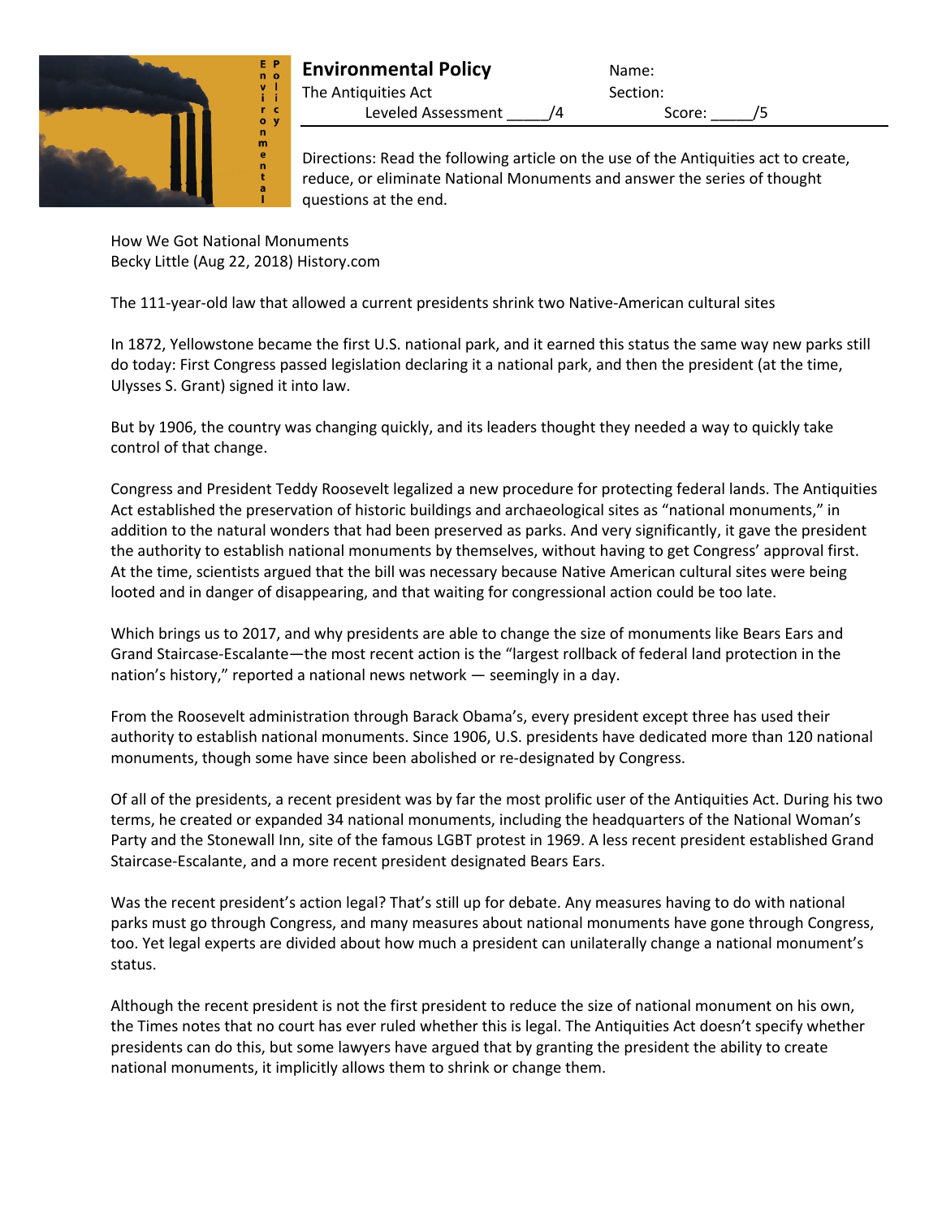# Environmental Policy

The Antiquities Act

Leveled Assessment _____/4

Name:

Section:

Score: _____/5

Directions: Read the following article on the use of the Antiquities act to create, reduce, or eliminate National Monuments and answer the series of thought questions at the end.

How We Got National Monuments
Becky Little (Aug 22, 2018) History.com

The 111-year-old law that allowed a current presidents shrink two Native-American cultural sites

In 1872, Yellowstone became the first U.S. national park, and it earned this status the same way new parks still do today: First Congress passed legislation declaring it a national park, and then the president (at the time, Ulysses S. Grant) signed it into law.

But by 1906, the country was changing quickly, and its leaders thought they needed a way to quickly take control of that change.

Congress and President Teddy Roosevelt legalized a new procedure for protecting federal lands. The Antiquities Act established the preservation of historic buildings and archaeological sites as "national monuments," in addition to the natural wonders that had been preserved as parks. And very significantly, it gave the president the authority to establish national monuments by themselves, without having to get Congress' approval first. At the time, scientists argued that the bill was necessary because Native American cultural sites were being looted and in danger of disappearing, and that waiting for congressional action could be too late.

Which brings us to 2017, and why presidents are able to change the size of monuments like Bears Ears and Grand Staircase-Escalante—the most recent action is the "largest rollback of federal land protection in the nation's history," reported a national news network — seemingly in a day.

From the Roosevelt administration through Barack Obama's, every president except three has used their authority to establish national monuments. Since 1906, U.S. presidents have dedicated more than 120 national monuments, though some have since been abolished or re-designated by Congress.

Of all of the presidents, a recent president was by far the most prolific user of the Antiquities Act. During his two terms, he created or expanded 34 national monuments, including the headquarters of the National Woman's Party and the Stonewall Inn, site of the famous LGBT protest in 1969. A less recent president established Grand Staircase-Escalante, and a more recent president designated Bears Ears.

Was the recent president's action legal? That's still up for debate. Any measures having to do with national parks must go through Congress, and many measures about national monuments have gone through Congress, too. Yet legal experts are divided about how much a president can unilaterally change a national monument's status.

Although the recent president is not the first president to reduce the size of national monument on his own, the Times notes that no court has ever ruled whether this is legal. The Antiquities Act doesn't specify whether presidents can do this, but some lawyers have argued that by granting the president the ability to create national monuments, it implicitly allows them to shrink or change them.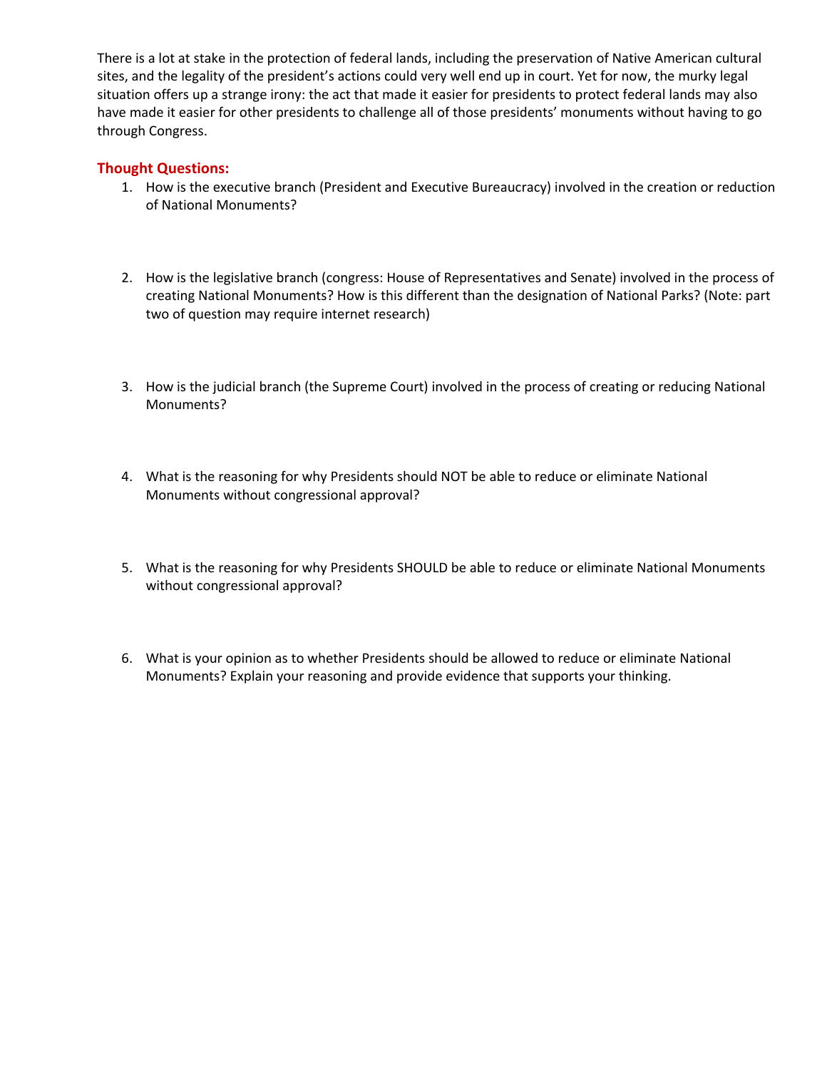There is a lot at stake in the protection of federal lands, including the preservation of Native American cultural sites, and the legality of the president's actions could very well end up in court. Yet for now, the murky legal situation offers up a strange irony: the act that made it easier for presidents to protect federal lands may also have made it easier for other presidents to challenge all of those presidents' monuments without having to go through Congress.

**Thought Questions:**

1. How is the executive branch (President and Executive Bureaucracy) involved in the creation or reduction of National Monuments?

2. How is the legislative branch (congress: House of Representatives and Senate) involved in the process of creating National Monuments? How is this different than the designation of National Parks? (Note: part two of question may require internet research)

3. How is the judicial branch (the Supreme Court) involved in the process of creating or reducing National Monuments?

4. What is the reasoning for why Presidents should NOT be able to reduce or eliminate National Monuments without congressional approval?

5. What is the reasoning for why Presidents SHOULD be able to reduce or eliminate National Monuments without congressional approval?

6. What is your opinion as to whether Presidents should be allowed to reduce or eliminate National Monuments? Explain your reasoning and provide evidence that supports your thinking.